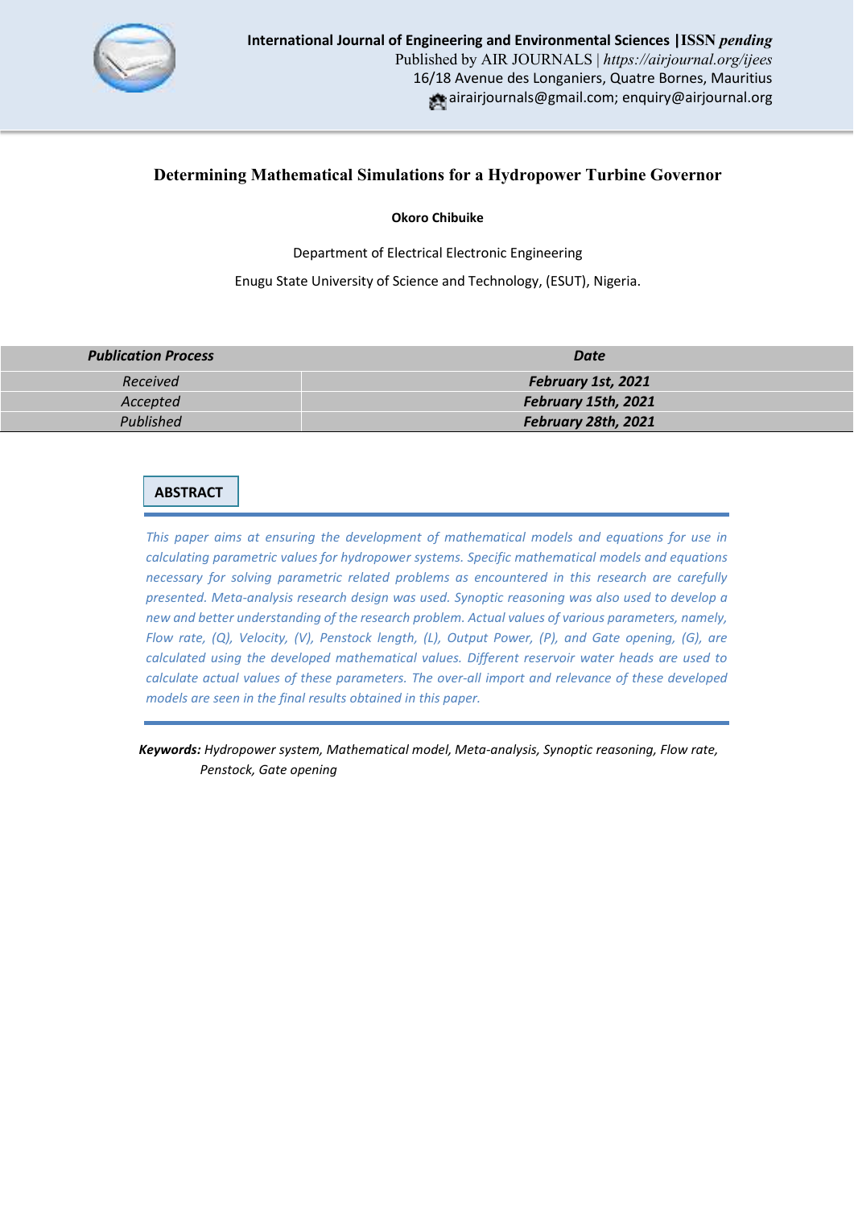International Journal of Engineering and Environmental Sciences | ISSN *pending*
Published by AIR JOURNALS | *https://airjournal.org/ijees*
16/18 Avenue des Longaniers, Quatre Bornes, Mauritius
airairjournals@gmail.com; enquiry@airjournal.org

# Determining Mathematical Simulations for a Hydropower Turbine Governor

**Okoro Chibuike**

Department of Electrical Electronic Engineering

Enugu State University of Science and Technology, (ESUT), Nigeria.

| *Publication Process* | *Date* |
|---|---|
| *Received* | ***February 1st, 2021*** |
| *Accepted* | ***February 15th, 2021*** |
| *Published* | ***February 28th, 2021*** |

## ABSTRACT

*This paper aims at ensuring the development of mathematical models and equations for use in calculating parametric values for hydropower systems. Specific mathematical models and equations necessary for solving parametric related problems as encountered in this research are carefully presented. Meta-analysis research design was used. Synoptic reasoning was also used to develop a new and better understanding of the research problem. Actual values of various parameters, namely, Flow rate, (Q), Velocity, (V), Penstock length, (L), Output Power, (P), and Gate opening, (G), are calculated using the developed mathematical values. Different reservoir water heads are used to calculate actual values of these parameters. The over-all import and relevance of these developed models are seen in the final results obtained in this paper.*

***Keywords:*** *Hydropower system, Mathematical model, Meta-analysis, Synoptic reasoning, Flow rate, Penstock, Gate opening*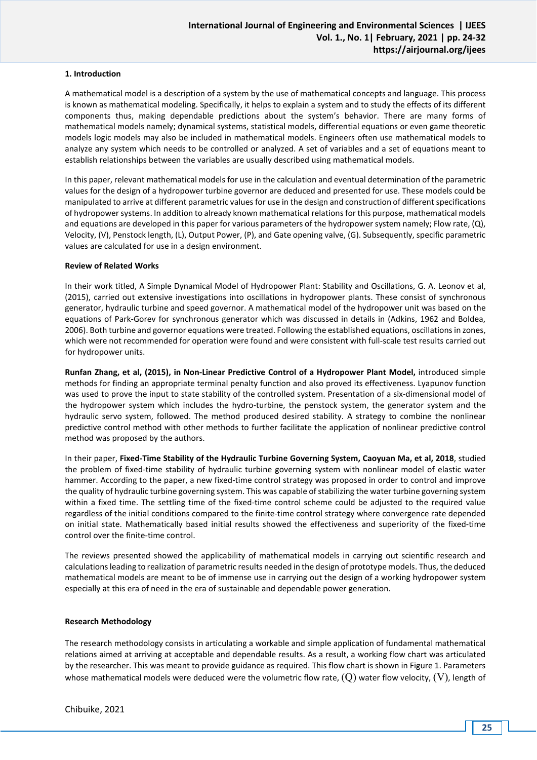### 1. Introduction

A mathematical model is a description of a system by the use of mathematical concepts and language. This process is known as mathematical modeling. Specifically, it helps to explain a system and to study the effects of its different components thus, making dependable predictions about the system's behavior. There are many forms of mathematical models namely; dynamical systems, statistical models, differential equations or even game theoretic models logic models may also be included in mathematical models. Engineers often use mathematical models to analyze any system which needs to be controlled or analyzed. A set of variables and a set of equations meant to establish relationships between the variables are usually described using mathematical models.

In this paper, relevant mathematical models for use in the calculation and eventual determination of the parametric values for the design of a hydropower turbine governor are deduced and presented for use. These models could be manipulated to arrive at different parametric values for use in the design and construction of different specifications of hydropower systems. In addition to already known mathematical relations for this purpose, mathematical models and equations are developed in this paper for various parameters of the hydropower system namely; Flow rate, (Q), Velocity, (V), Penstock length, (L), Output Power, (P), and Gate opening valve, (G). Subsequently, specific parametric values are calculated for use in a design environment.

### Review of Related Works

In their work titled, A Simple Dynamical Model of Hydropower Plant: Stability and Oscillations, G. A. Leonov et al, (2015), carried out extensive investigations into oscillations in hydropower plants. These consist of synchronous generator, hydraulic turbine and speed governor. A mathematical model of the hydropower unit was based on the equations of Park-Gorev for synchronous generator which was discussed in details in (Adkins, 1962 and Boldea, 2006). Both turbine and governor equations were treated. Following the established equations, oscillations in zones, which were not recommended for operation were found and were consistent with full-scale test results carried out for hydropower units.

**Runfan Zhang, et al, (2015), in Non-Linear Predictive Control of a Hydropower Plant Model,** introduced simple methods for finding an appropriate terminal penalty function and also proved its effectiveness. Lyapunov function was used to prove the input to state stability of the controlled system. Presentation of a six-dimensional model of the hydropower system which includes the hydro-turbine, the penstock system, the generator system and the hydraulic servo system, followed. The method produced desired stability. A strategy to combine the nonlinear predictive control method with other methods to further facilitate the application of nonlinear predictive control method was proposed by the authors.

In their paper, **Fixed-Time Stability of the Hydraulic Turbine Governing System, Caoyuan Ma, et al, 2018**, studied the problem of fixed-time stability of hydraulic turbine governing system with nonlinear model of elastic water hammer. According to the paper, a new fixed-time control strategy was proposed in order to control and improve the quality of hydraulic turbine governing system. This was capable of stabilizing the water turbine governing system within a fixed time. The settling time of the fixed-time control scheme could be adjusted to the required value regardless of the initial conditions compared to the finite-time control strategy where convergence rate depended on initial state. Mathematically based initial results showed the effectiveness and superiority of the fixed-time control over the finite-time control.

The reviews presented showed the applicability of mathematical models in carrying out scientific research and calculations leading to realization of parametric results needed in the design of prototype models. Thus, the deduced mathematical models are meant to be of immense use in carrying out the design of a working hydropower system especially at this era of need in the era of sustainable and dependable power generation.

### Research Methodology

The research methodology consists in articulating a workable and simple application of fundamental mathematical relations aimed at arriving at acceptable and dependable results. As a result, a working flow chart was articulated by the researcher. This was meant to provide guidance as required. This flow chart is shown in Figure 1. Parameters whose mathematical models were deduced were the volumetric flow rate, $(Q)$ water flow velocity, $(V)$, length of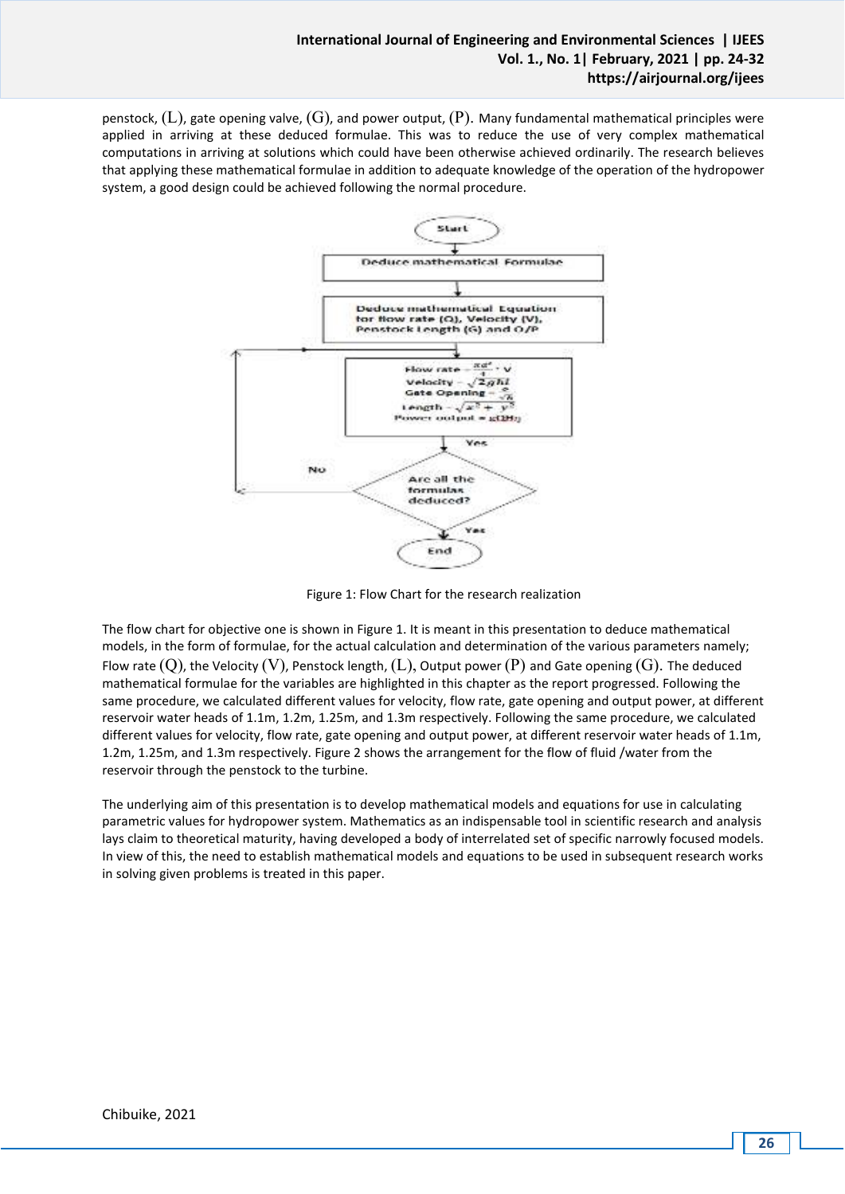penstock, $(L)$, gate opening valve, $(G)$, and power output, $(P)$. Many fundamental mathematical principles were applied in arriving at these deduced formulae. This was to reduce the use of very complex mathematical computations in arriving at solutions which could have been otherwise achieved ordinarily. The research believes that applying these mathematical formulae in addition to adequate knowledge of the operation of the hydropower system, a good design could be achieved following the normal procedure.

Figure 1: Flow Chart for the research realization

The flow chart for objective one is shown in Figure 1. It is meant in this presentation to deduce mathematical models, in the form of formulae, for the actual calculation and determination of the various parameters namely; Flow rate $(Q)$, the Velocity $(V)$, Penstock length, $(L)$, Output power $(P)$ and Gate opening $(G)$. The deduced mathematical formulae for the variables are highlighted in this chapter as the report progressed. Following the same procedure, we calculated different values for velocity, flow rate, gate opening and output power, at different reservoir water heads of 1.1m, 1.2m, 1.25m, and 1.3m respectively. Following the same procedure, we calculated different values for velocity, flow rate, gate opening and output power, at different reservoir water heads of 1.1m, 1.2m, 1.25m, and 1.3m respectively. Figure 2 shows the arrangement for the flow of fluid /water from the reservoir through the penstock to the turbine.

The underlying aim of this presentation is to develop mathematical models and equations for use in calculating parametric values for hydropower system. Mathematics as an indispensable tool in scientific research and analysis lays claim to theoretical maturity, having developed a body of interrelated set of specific narrowly focused models. In view of this, the need to establish mathematical models and equations to be used in subsequent research works in solving given problems is treated in this paper.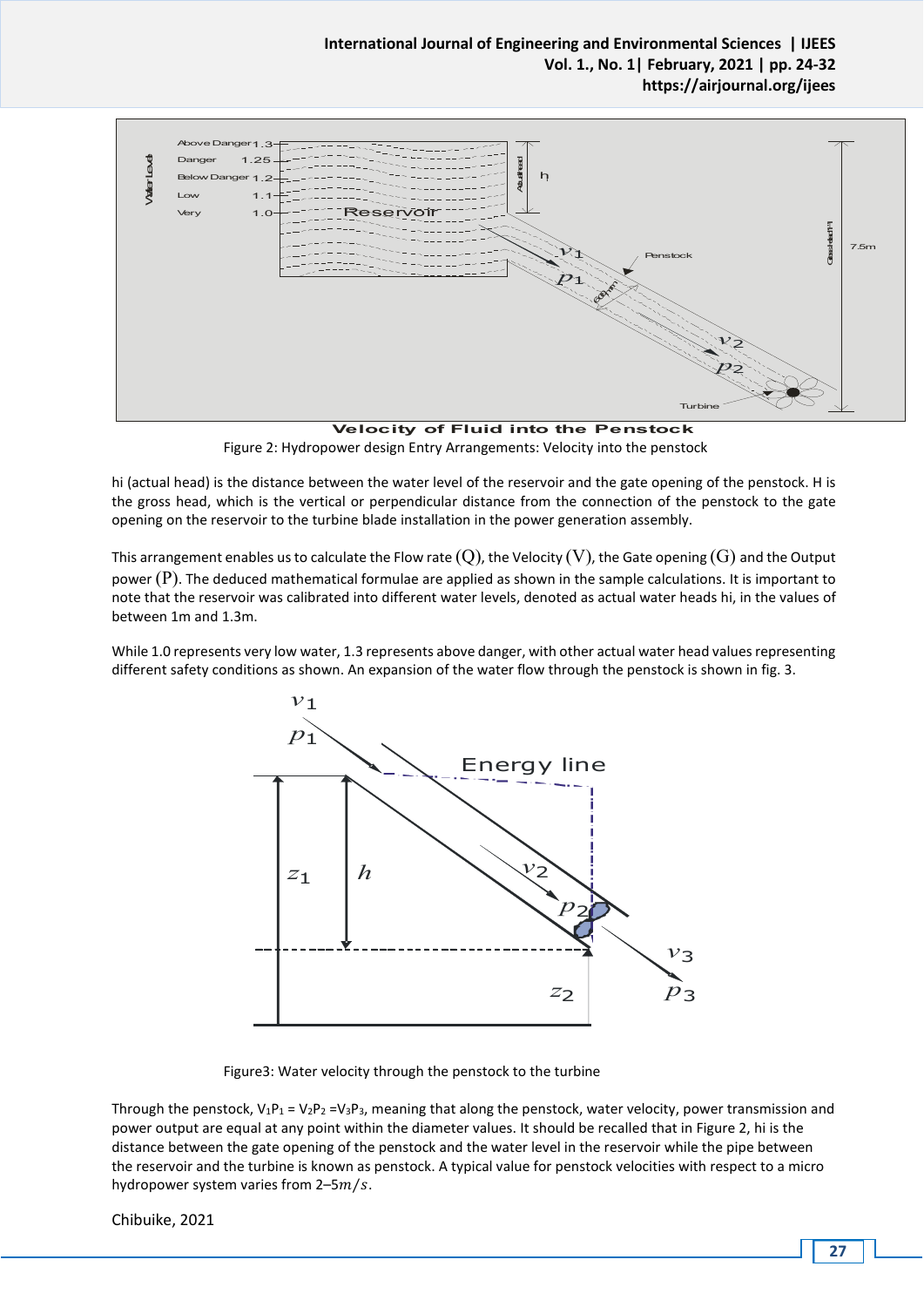**Velocity of Fluid into the Penstock**

Figure 2: Hydropower design Entry Arrangements: Velocity into the penstock

hi (actual head) is the distance between the water level of the reservoir and the gate opening of the penstock. H is the gross head, which is the vertical or perpendicular distance from the connection of the penstock to the gate opening on the reservoir to the turbine blade installation in the power generation assembly.

This arrangement enables us to calculate the Flow rate (Q), the Velocity (V), the Gate opening (G) and the Output power (P). The deduced mathematical formulae are applied as shown in the sample calculations. It is important to note that the reservoir was calibrated into different water levels, denoted as actual water heads hi, in the values of between 1m and 1.3m.

While 1.0 represents very low water, 1.3 represents above danger, with other actual water head values representing different safety conditions as shown. An expansion of the water flow through the penstock is shown in fig. 3.

Figure3: Water velocity through the penstock to the turbine

Through the penstock, $V_1P_1 = V_2P_2 = V_3P_3$, meaning that along the penstock, water velocity, power transmission and power output are equal at any point within the diameter values. It should be recalled that in Figure 2, hi is the distance between the gate opening of the penstock and the water level in the reservoir while the pipe between the reservoir and the turbine is known as penstock. A typical value for penstock velocities with respect to a micro hydropower system varies from 2–5$m/s$.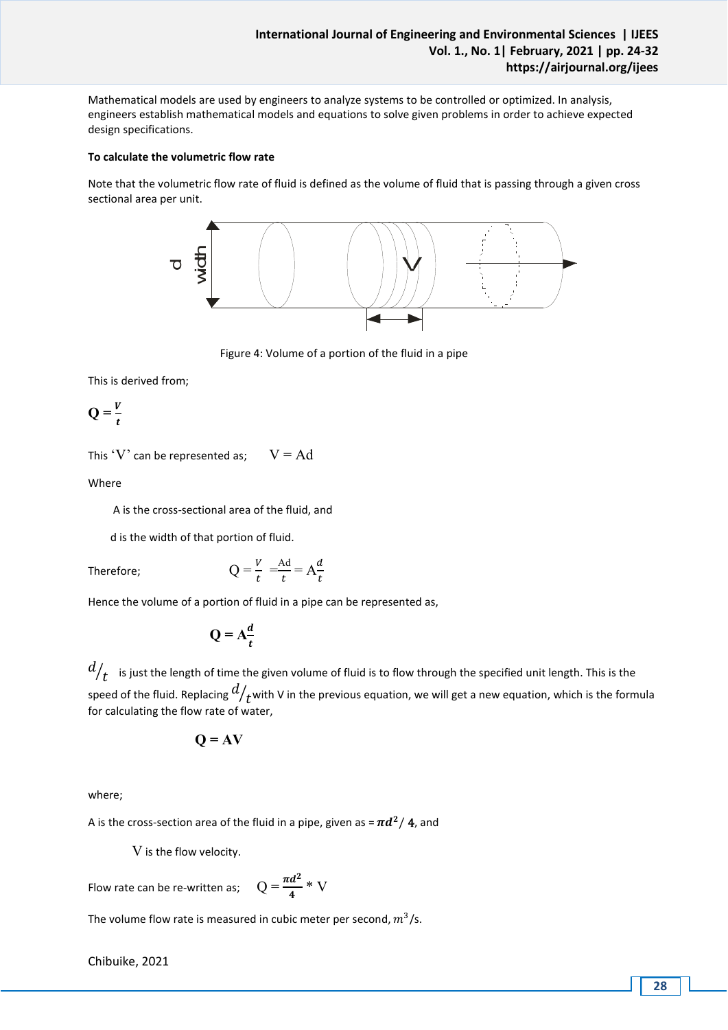Mathematical models are used by engineers to analyze systems to be controlled or optimized. In analysis, engineers establish mathematical models and equations to solve given problems in order to achieve expected design specifications.

**To calculate the volumetric flow rate**

Note that the volumetric flow rate of fluid is defined as the volume of fluid that is passing through a given cross sectional area per unit.

Figure 4: Volume of a portion of the fluid in a pipe

This is derived from;

$$\mathbf{Q} = \frac{V}{t}$$

This 'V' can be represented as; $V = Ad$

Where

A is the cross-sectional area of the fluid, and

d is the width of that portion of fluid.

Therefore; $Q = \frac{V}{t} = \frac{Ad}{t} = A\frac{d}{t}$

Hence the volume of a portion of fluid in a pipe can be represented as,

$$\mathbf{Q} = \mathbf{A}\frac{d}{t}$$

$d/t$ is just the length of time the given volume of fluid is to flow through the specified unit length. This is the speed of the fluid. Replacing $d/t$ with V in the previous equation, we will get a new equation, which is the formula for calculating the flow rate of water,

$$\mathbf{Q} = \mathbf{AV}$$

where;

A is the cross-section area of the fluid in a pipe, given as = $\boldsymbol{\pi d^2 / 4}$, and

V is the flow velocity.

Flow rate can be re-written as; $Q = \frac{\pi d^2}{4} * V$

The volume flow rate is measured in cubic meter per second, $m^3$/s.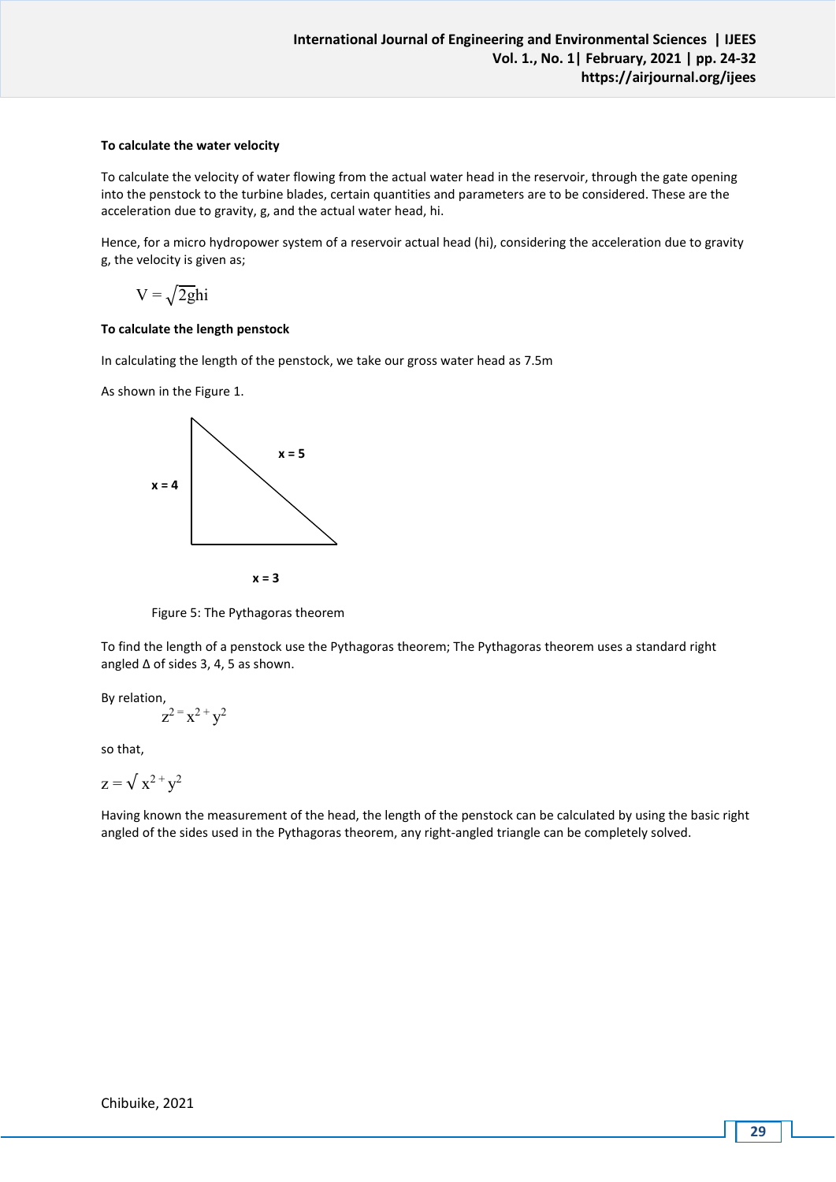**To calculate the water velocity**

To calculate the velocity of water flowing from the actual water head in the reservoir, through the gate opening into the penstock to the turbine blades, certain quantities and parameters are to be considered. These are the acceleration due to gravity, g, and the actual water head, hi.

Hence, for a micro hydropower system of a reservoir actual head (hi), considering the acceleration due to gravity g, the velocity is given as;

$$V = \sqrt{2ghi}$$

**To calculate the length penstock**

In calculating the length of the penstock, we take our gross water head as 7.5m

As shown in the Figure 1.

x = 5

x = 4

x = 3

Figure 5: The Pythagoras theorem

To find the length of a penstock use the Pythagoras theorem; The Pythagoras theorem uses a standard right angled Δ of sides 3, 4, 5 as shown.

By relation,

$$z^2 = x^2 + y^2$$

so that,

$$z = \sqrt{x^2 + y^2}$$

Having known the measurement of the head, the length of the penstock can be calculated by using the basic right angled of the sides used in the Pythagoras theorem, any right-angled triangle can be completely solved.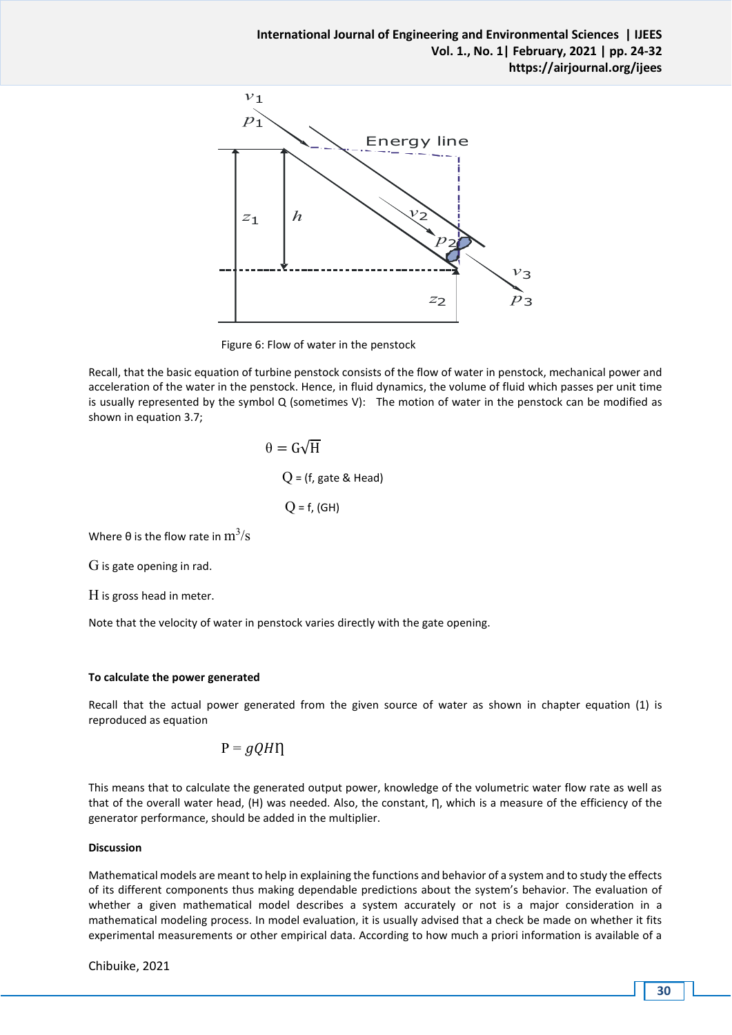Figure 6: Flow of water in the penstock

Recall, that the basic equation of turbine penstock consists of the flow of water in penstock, mechanical power and acceleration of the water in the penstock. Hence, in fluid dynamics, the volume of fluid which passes per unit time is usually represented by the symbol Q (sometimes V): The motion of water in the penstock can be modified as shown in equation 3.7;

$$\theta = G\sqrt{H}$$

$$Q = (f, \text{gate \& Head})$$

$$Q = f, (GH)$$

Where θ is the flow rate in $m^3/s$

$G$ is gate opening in rad.

$H$ is gross head in meter.

Note that the velocity of water in penstock varies directly with the gate opening.

**To calculate the power generated**

Recall that the actual power generated from the given source of water as shown in chapter equation (1) is reproduced as equation

$$P = gQH\eta$$

This means that to calculate the generated output power, knowledge of the volumetric water flow rate as well as that of the overall water head, (H) was needed. Also, the constant, η, which is a measure of the efficiency of the generator performance, should be added in the multiplier.

**Discussion**

Mathematical models are meant to help in explaining the functions and behavior of a system and to study the effects of its different components thus making dependable predictions about the system's behavior. The evaluation of whether a given mathematical model describes a system accurately or not is a major consideration in a mathematical modeling process. In model evaluation, it is usually advised that a check be made on whether it fits experimental measurements or other empirical data. According to how much a priori information is available of a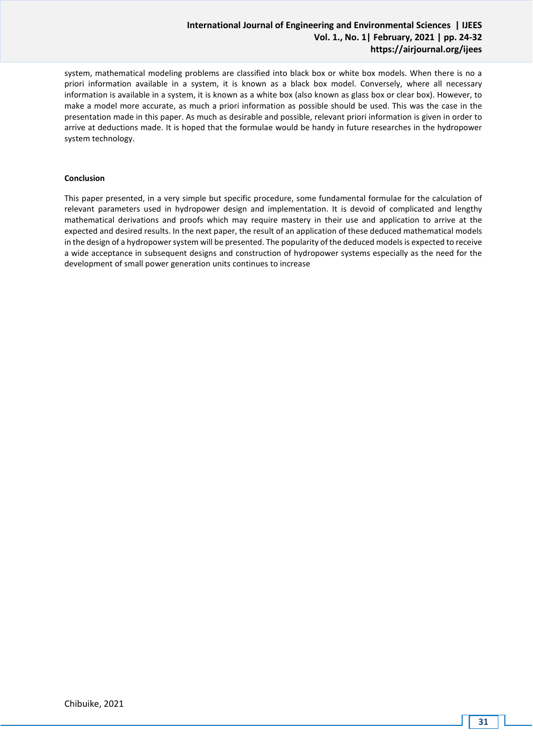system, mathematical modeling problems are classified into black box or white box models. When there is no a priori information available in a system, it is known as a black box model. Conversely, where all necessary information is available in a system, it is known as a white box (also known as glass box or clear box). However, to make a model more accurate, as much a priori information as possible should be used. This was the case in the presentation made in this paper. As much as desirable and possible, relevant priori information is given in order to arrive at deductions made. It is hoped that the formulae would be handy in future researches in the hydropower system technology.

**Conclusion**

This paper presented, in a very simple but specific procedure, some fundamental formulae for the calculation of relevant parameters used in hydropower design and implementation. It is devoid of complicated and lengthy mathematical derivations and proofs which may require mastery in their use and application to arrive at the expected and desired results. In the next paper, the result of an application of these deduced mathematical models in the design of a hydropower system will be presented. The popularity of the deduced models is expected to receive a wide acceptance in subsequent designs and construction of hydropower systems especially as the need for the development of small power generation units continues to increase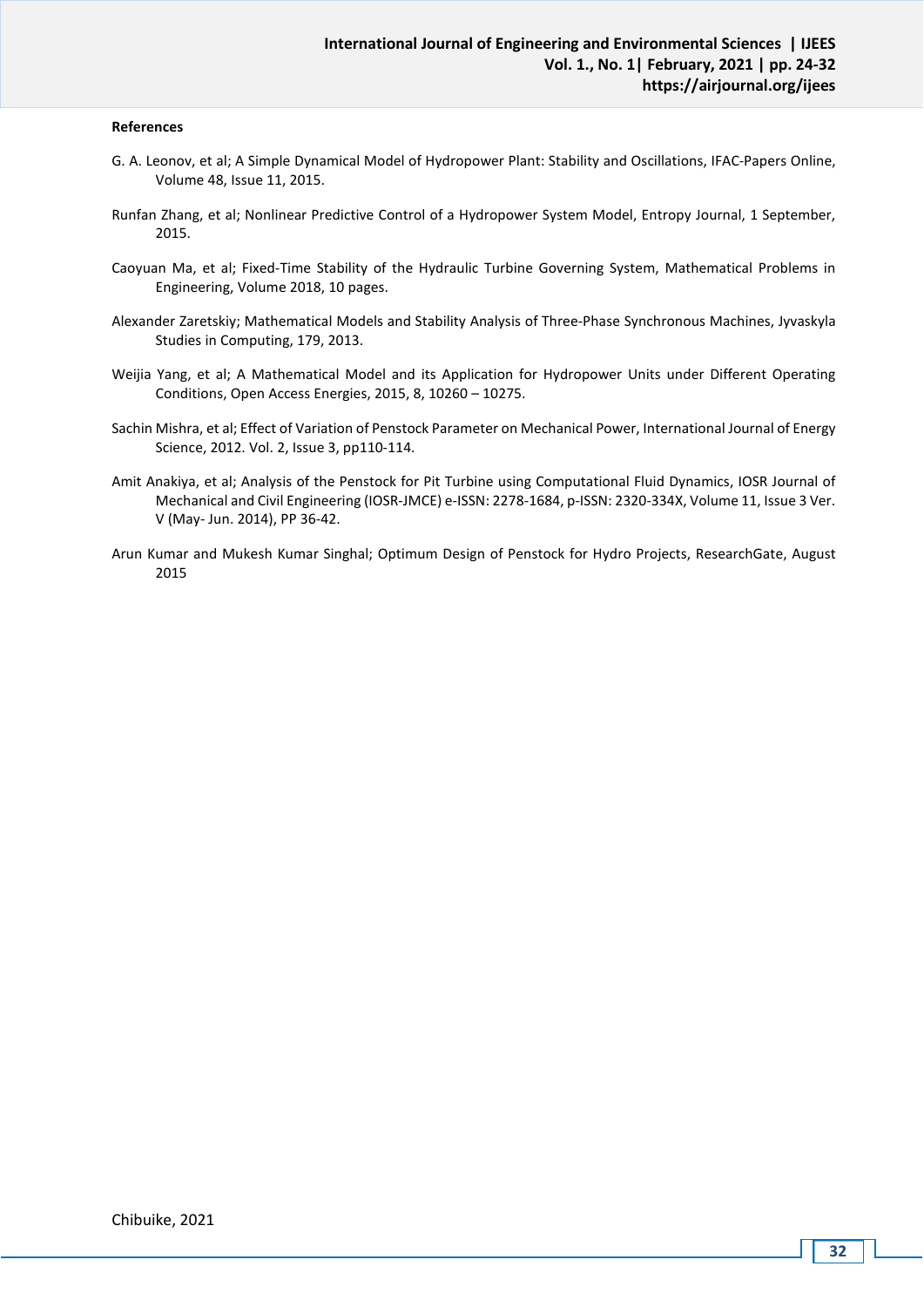**References**

G. A. Leonov, et al; A Simple Dynamical Model of Hydropower Plant: Stability and Oscillations, IFAC-Papers Online, Volume 48, Issue 11, 2015.

Runfan Zhang, et al; Nonlinear Predictive Control of a Hydropower System Model, Entropy Journal, 1 September, 2015.

Caoyuan Ma, et al; Fixed-Time Stability of the Hydraulic Turbine Governing System, Mathematical Problems in Engineering, Volume 2018, 10 pages.

Alexander Zaretskiy; Mathematical Models and Stability Analysis of Three-Phase Synchronous Machines, Jyvaskyla Studies in Computing, 179, 2013.

Weijia Yang, et al; A Mathematical Model and its Application for Hydropower Units under Different Operating Conditions, Open Access Energies, 2015, 8, 10260 – 10275.

Sachin Mishra, et al; Effect of Variation of Penstock Parameter on Mechanical Power, International Journal of Energy Science, 2012. Vol. 2, Issue 3, pp110-114.

Amit Anakiya, et al; Analysis of the Penstock for Pit Turbine using Computational Fluid Dynamics, IOSR Journal of Mechanical and Civil Engineering (IOSR-JMCE) e-ISSN: 2278-1684, p-ISSN: 2320-334X, Volume 11, Issue 3 Ver. V (May- Jun. 2014), PP 36-42.

Arun Kumar and Mukesh Kumar Singhal; Optimum Design of Penstock for Hydro Projects, ResearchGate, August 2015